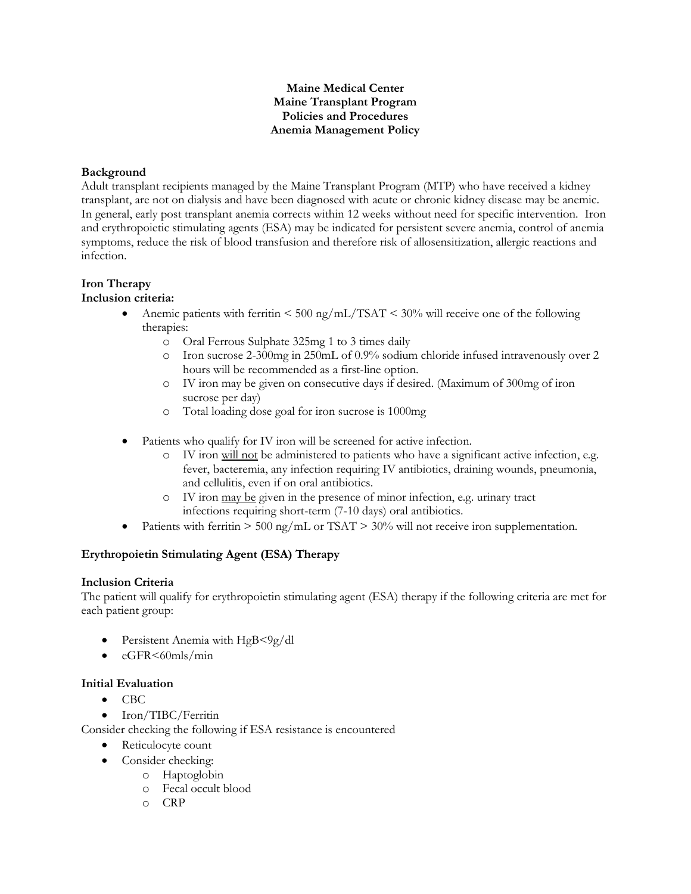# Maine Medical Center
# Maine Transplant Program
# Policies and Procedures
# Anemia Management Policy

### Background

Adult transplant recipients managed by the Maine Transplant Program (MTP) who have received a kidney transplant, are not on dialysis and have been diagnosed with acute or chronic kidney disease may be anemic. In general, early post transplant anemia corrects within 12 weeks without need for specific intervention. Iron and erythropoietic stimulating agents (ESA) may be indicated for persistent severe anemia, control of anemia symptoms, reduce the risk of blood transfusion and therefore risk of allosensitization, allergic reactions and infection.

### Iron Therapy

**Inclusion criteria:**

- Anemic patients with ferritin < 500 ng/mL/TSAT < 30% will receive one of the following therapies:
  - Oral Ferrous Sulphate 325mg 1 to 3 times daily
  - Iron sucrose 2-300mg in 250mL of 0.9% sodium chloride infused intravenously over 2 hours will be recommended as a first-line option.
  - IV iron may be given on consecutive days if desired. (Maximum of 300mg of iron sucrose per day)
  - Total loading dose goal for iron sucrose is 1000mg

- Patients who qualify for IV iron will be screened for active infection.
  - IV iron <u>will not</u> be administered to patients who have a significant active infection, e.g. fever, bacteremia, any infection requiring IV antibiotics, draining wounds, pneumonia, and cellulitis, even if on oral antibiotics.
  - IV iron <u>may be</u> given in the presence of minor infection, e.g. urinary tract infections requiring short-term (7-10 days) oral antibiotics.
- Patients with ferritin > 500 ng/mL or TSAT > 30% will not receive iron supplementation.

### Erythropoietin Stimulating Agent (ESA) Therapy

**Inclusion Criteria**

The patient will qualify for erythropoietin stimulating agent (ESA) therapy if the following criteria are met for each patient group:

- Persistent Anemia with HgB<9g/dl
- eGFR<60mls/min

**Initial Evaluation**

- CBC
- Iron/TIBC/Ferritin

Consider checking the following if ESA resistance is encountered

- Reticulocyte count
- Consider checking:
  - Haptoglobin
  - Fecal occult blood
  - CRP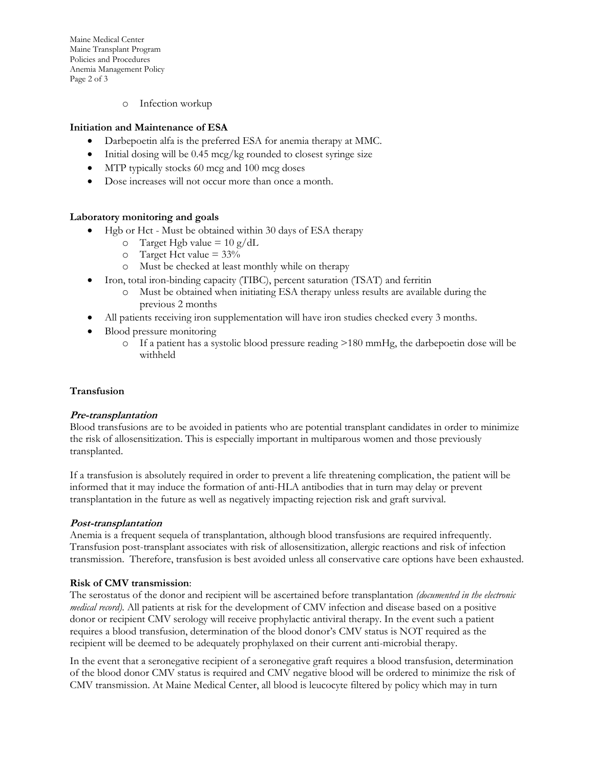- Infection workup

**Initiation and Maintenance of ESA**

- Darbepoetin alfa is the preferred ESA for anemia therapy at MMC.
- Initial dosing will be 0.45 mcg/kg rounded to closest syringe size
- MTP typically stocks 60 mcg and 100 mcg doses
- Dose increases will not occur more than once a month.

**Laboratory monitoring and goals**

- Hgb or Hct - Must be obtained within 30 days of ESA therapy
  - Target Hgb value = 10 g/dL
  - Target Hct value = 33%
  - Must be checked at least monthly while on therapy
- Iron, total iron-binding capacity (TIBC), percent saturation (TSAT) and ferritin
  - Must be obtained when initiating ESA therapy unless results are available during the previous 2 months
- All patients receiving iron supplementation will have iron studies checked every 3 months.
- Blood pressure monitoring
  - If a patient has a systolic blood pressure reading >180 mmHg, the darbepoetin dose will be withheld

**Transfusion**

***Pre-transplantation***

Blood transfusions are to be avoided in patients who are potential transplant candidates in order to minimize the risk of allosensitization. This is especially important in multiparous women and those previously transplanted.

If a transfusion is absolutely required in order to prevent a life threatening complication, the patient will be informed that it may induce the formation of anti-HLA antibodies that in turn may delay or prevent transplantation in the future as well as negatively impacting rejection risk and graft survival.

***Post-transplantation***

Anemia is a frequent sequela of transplantation, although blood transfusions are required infrequently. Transfusion post-transplant associates with risk of allosensitization, allergic reactions and risk of infection transmission. Therefore, transfusion is best avoided unless all conservative care options have been exhausted.

**Risk of CMV transmission**:

The serostatus of the donor and recipient will be ascertained before transplantation *(documented in the electronic medical record).* All patients at risk for the development of CMV infection and disease based on a positive donor or recipient CMV serology will receive prophylactic antiviral therapy. In the event such a patient requires a blood transfusion, determination of the blood donor's CMV status is NOT required as the recipient will be deemed to be adequately prophylaxed on their current anti-microbial therapy.

In the event that a seronegative recipient of a seronegative graft requires a blood transfusion, determination of the blood donor CMV status is required and CMV negative blood will be ordered to minimize the risk of CMV transmission. At Maine Medical Center, all blood is leucocyte filtered by policy which may in turn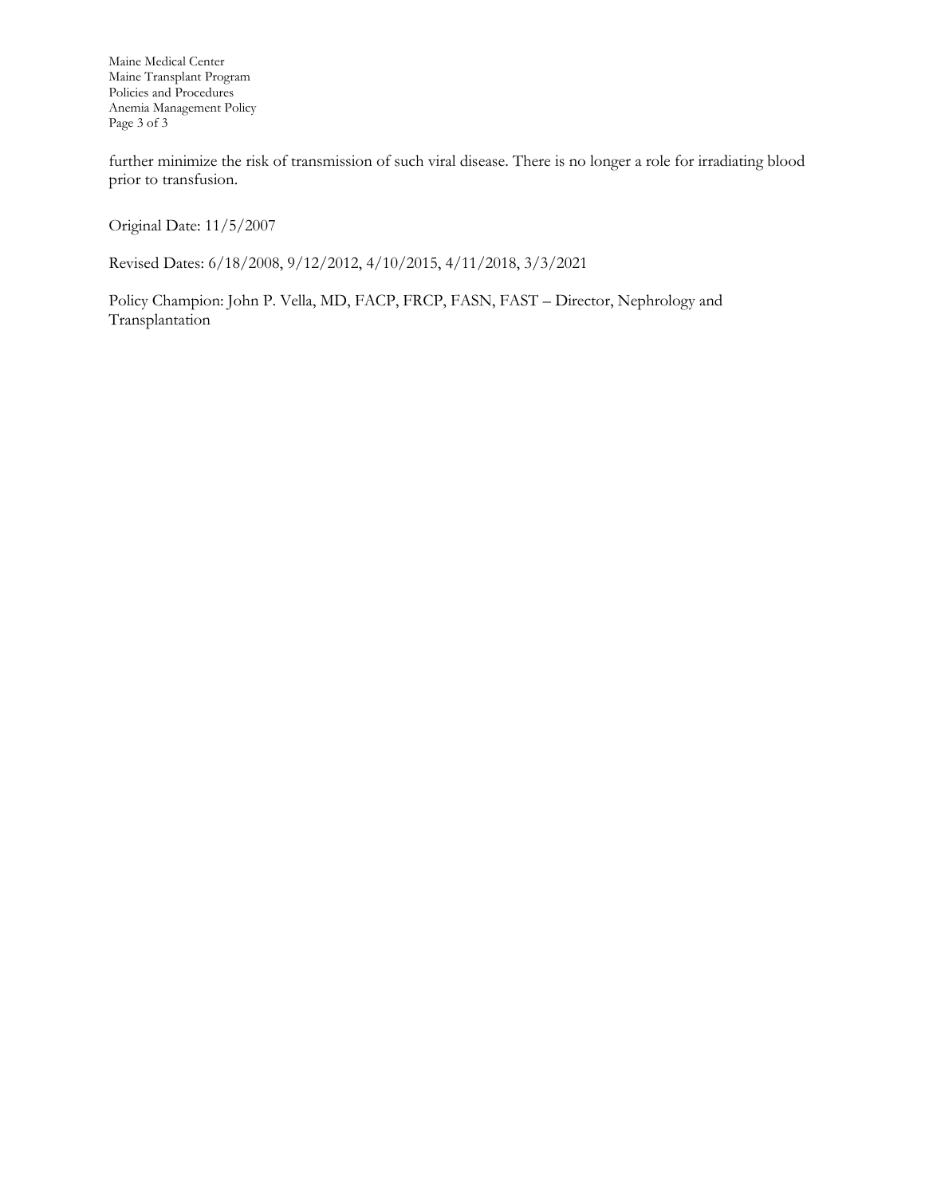further minimize the risk of transmission of such viral disease. There is no longer a role for irradiating blood prior to transfusion.

Original Date: 11/5/2007

Revised Dates: 6/18/2008, 9/12/2012, 4/10/2015, 4/11/2018, 3/3/2021

Policy Champion: John P. Vella, MD, FACP, FRCP, FASN, FAST – Director, Nephrology and Transplantation